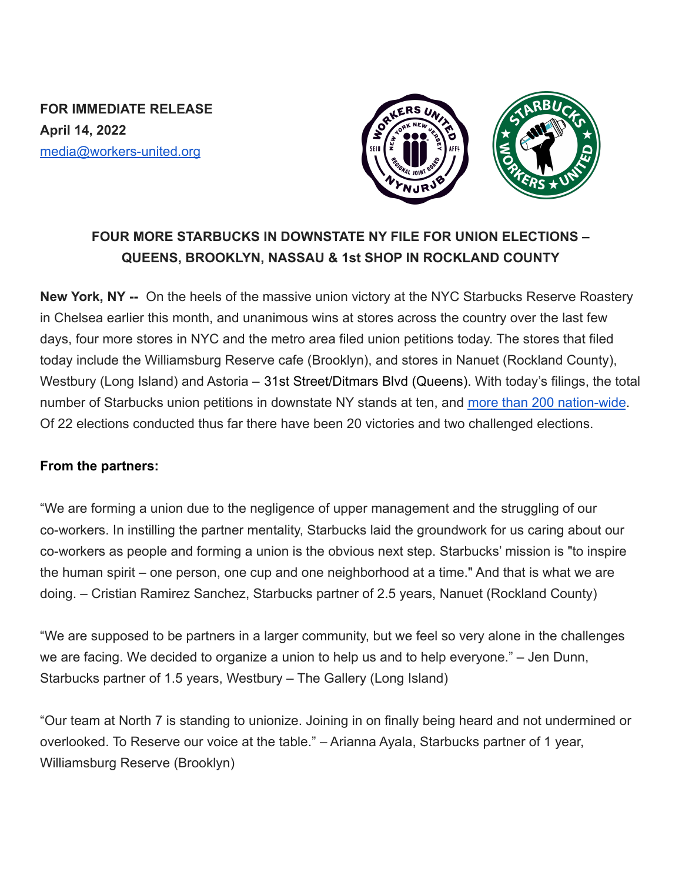**FOR IMMEDIATE RELEASE**
**April 14, 2022**
[media@workers-united.org](mailto:media@workers-united.org)

## FOUR MORE STARBUCKS IN DOWNSTATE NY FILE FOR UNION ELECTIONS – QUEENS, BROOKLYN, NASSAU & 1st SHOP IN ROCKLAND COUNTY

**New York, NY --** On the heels of the massive union victory at the NYC Starbucks Reserve Roastery in Chelsea earlier this month, and unanimous wins at stores across the country over the last few days, four more stores in NYC and the metro area filed union petitions today. The stores that filed today include the Williamsburg Reserve cafe (Brooklyn), and stores in Nanuet (Rockland County), Westbury (Long Island) and Astoria – 31st Street/Ditmars Blvd (Queens). With today's filings, the total number of Starbucks union petitions in downstate NY stands at ten, and more than 200 nation-wide. Of 22 elections conducted thus far there have been 20 victories and two challenged elections.

**From the partners:**

"We are forming a union due to the negligence of upper management and the struggling of our co-workers. In instilling the partner mentality, Starbucks laid the groundwork for us caring about our co-workers as people and forming a union is the obvious next step. Starbucks' mission is "to inspire the human spirit – one person, one cup and one neighborhood at a time." And that is what we are doing. – Cristian Ramirez Sanchez, Starbucks partner of 2.5 years, Nanuet (Rockland County)

"We are supposed to be partners in a larger community, but we feel so very alone in the challenges we are facing. We decided to organize a union to help us and to help everyone." – Jen Dunn, Starbucks partner of 1.5 years, Westbury – The Gallery (Long Island)

"Our team at North 7 is standing to unionize. Joining in on finally being heard and not undermined or overlooked. To Reserve our voice at the table." – Arianna Ayala, Starbucks partner of 1 year, Williamsburg Reserve (Brooklyn)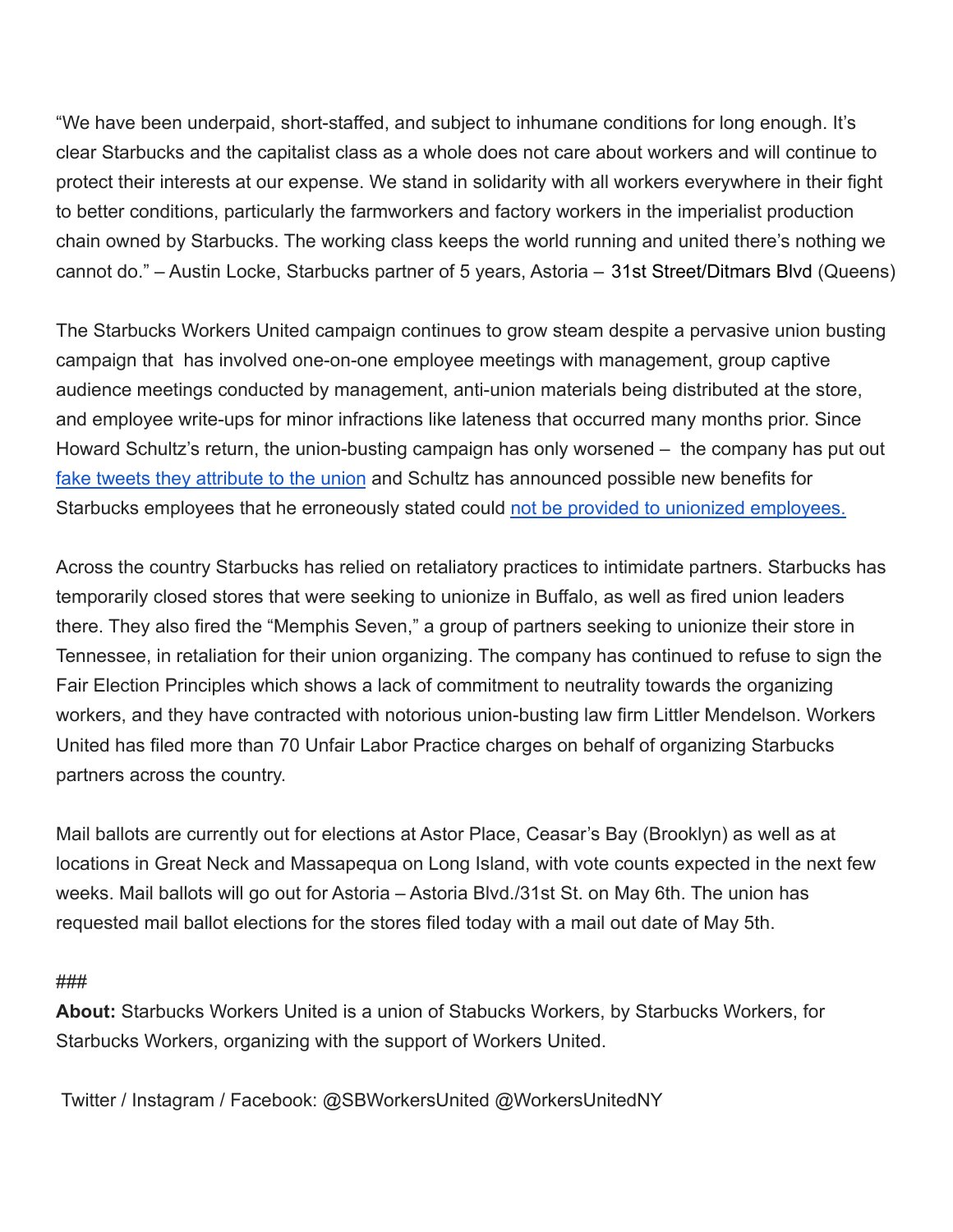"We have been underpaid, short-staffed, and subject to inhumane conditions for long enough. It's clear Starbucks and the capitalist class as a whole does not care about workers and will continue to protect their interests at our expense. We stand in solidarity with all workers everywhere in their fight to better conditions, particularly the farmworkers and factory workers in the imperialist production chain owned by Starbucks. The working class keeps the world running and united there's nothing we cannot do." – Austin Locke, Starbucks partner of 5 years, Astoria – 31st Street/Ditmars Blvd (Queens)

The Starbucks Workers United campaign continues to grow steam despite a pervasive union busting campaign that has involved one-on-one employee meetings with management, group captive audience meetings conducted by management, anti-union materials being distributed at the store, and employee write-ups for minor infractions like lateness that occurred many months prior. Since Howard Schultz's return, the union-busting campaign has only worsened – the company has put out fake tweets they attribute to the union and Schultz has announced possible new benefits for Starbucks employees that he erroneously stated could not be provided to unionized employees.

Across the country Starbucks has relied on retaliatory practices to intimidate partners. Starbucks has temporarily closed stores that were seeking to unionize in Buffalo, as well as fired union leaders there. They also fired the "Memphis Seven," a group of partners seeking to unionize their store in Tennessee, in retaliation for their union organizing. The company has continued to refuse to sign the Fair Election Principles which shows a lack of commitment to neutrality towards the organizing workers, and they have contracted with notorious union-busting law firm Littler Mendelson. Workers United has filed more than 70 Unfair Labor Practice charges on behalf of organizing Starbucks partners across the country.

Mail ballots are currently out for elections at Astor Place, Ceasar's Bay (Brooklyn) as well as at locations in Great Neck and Massapequa on Long Island, with vote counts expected in the next few weeks. Mail ballots will go out for Astoria – Astoria Blvd./31st St. on May 6th. The union has requested mail ballot elections for the stores filed today with a mail out date of May 5th.

###

**About:** Starbucks Workers United is a union of Stabucks Workers, by Starbucks Workers, for Starbucks Workers, organizing with the support of Workers United.

Twitter / Instagram / Facebook: @SBWorkersUnited @WorkersUnitedNY